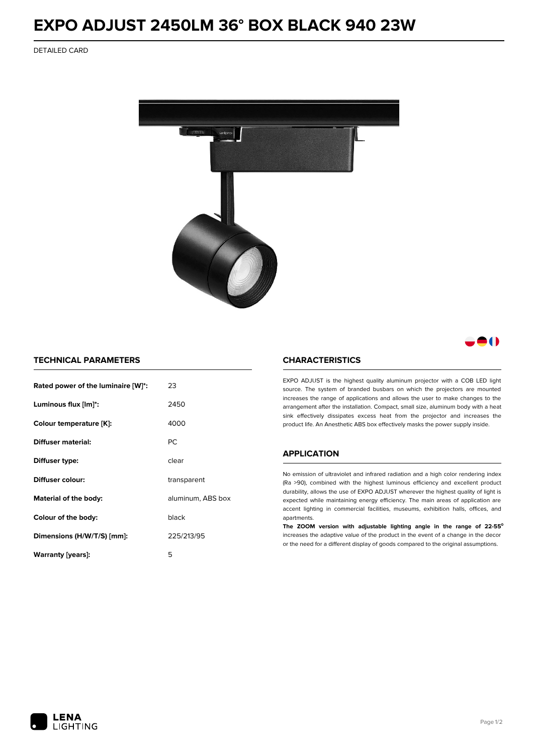# EXPO ADJUST 2450LM 36° BOX BLACK 940 23W

DETAILED CARD

## TECHNICAL PARAMETERS

| Parameter | Value |
|---|---|
| **Rated power of the luminaire [W]*:** | 23 |
| **Luminous flux [lm]*:** | 2450 |
| **Colour temperature [K]:** | 4000 |
| **Diffuser material:** | PC |
| **Diffuser type:** | clear |
| **Diffuser colour:** | transparent |
| **Material of the body:** | aluminum, ABS box |
| **Colour of the body:** | black |
| **Dimensions (H/W/T/S) [mm]:** | 225/213/95 |
| **Warranty [years]:** | 5 |

## CHARACTERISTICS

EXPO ADJUST is the highest quality aluminum projector with a COB LED light source. The system of branded busbars on which the projectors are mounted increases the range of applications and allows the user to make changes to the arrangement after the installation. Compact, small size, aluminum body with a heat sink effectively dissipates excess heat from the projector and increases the product life. An Anesthetic ABS box effectively masks the power supply inside.

## APPLICATION

No emission of ultraviolet and infrared radiation and a high color rendering index (Ra >90), combined with the highest luminous efficiency and excellent product durability, allows the use of EXPO ADJUST wherever the highest quality of light is expected while maintaining energy efficiency. The main areas of application are accent lighting in commercial facilities, museums, exhibition halls, offices, and apartments.

**The ZOOM version with adjustable lighting angle in the range of 22-55°** increases the adaptive value of the product in the event of a change in the decor or the need for a different display of goods compared to the original assumptions.

LENA LIGHTING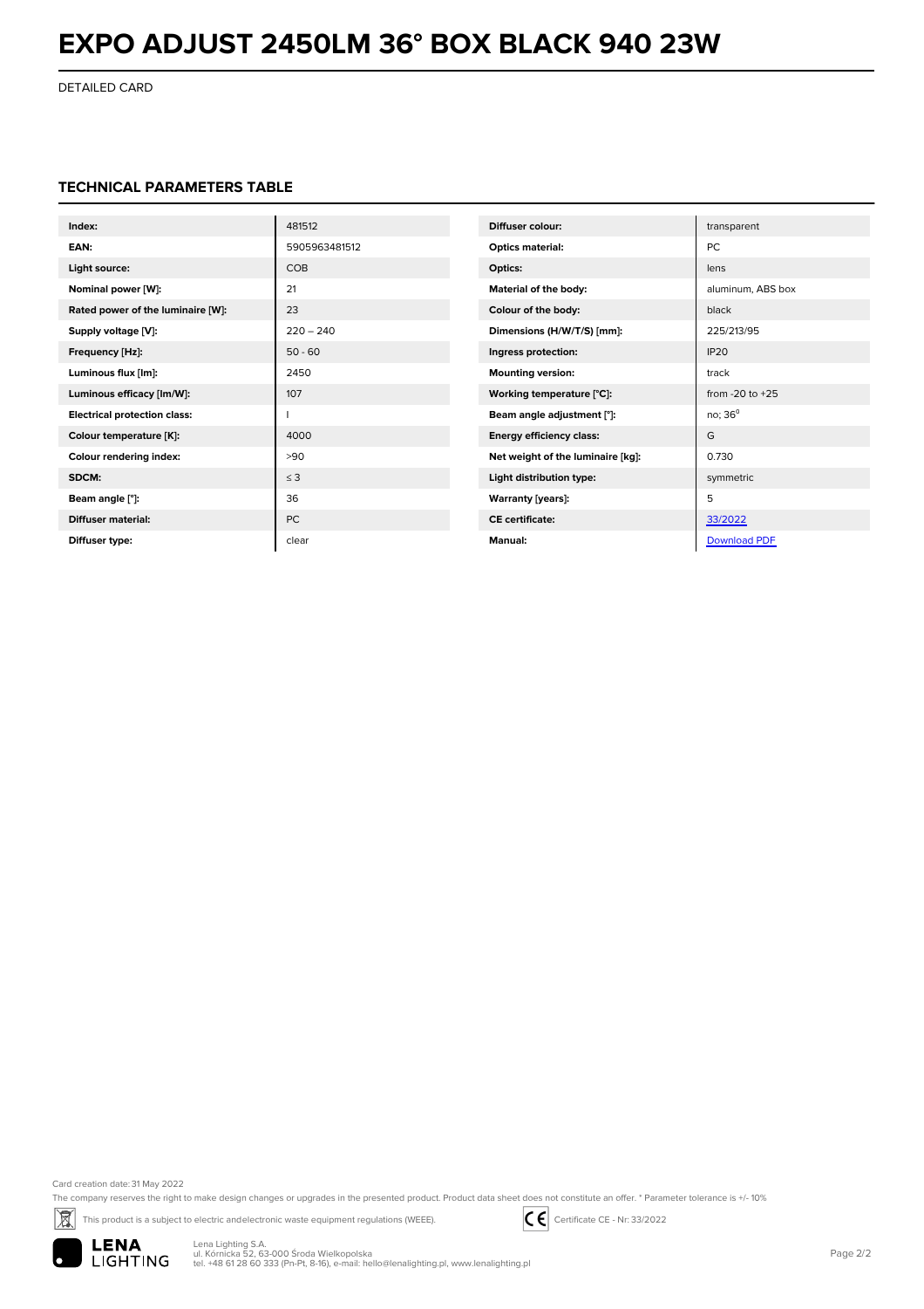# EXPO ADJUST 2450LM 36° BOX BLACK 940 23W

DETAILED CARD

## TECHNICAL PARAMETERS TABLE

| | |
|---|---|
| **Index:** | 481512 |
| **EAN:** | 5905963481512 |
| **Light source:** | COB |
| **Nominal power [W]:** | 21 |
| **Rated power of the luminaire [W]:** | 23 |
| **Supply voltage [V]:** | 220 – 240 |
| **Frequency [Hz]:** | 50 - 60 |
| **Luminous flux [lm]:** | 2450 |
| **Luminous efficacy [lm/W]:** | 107 |
| **Electrical protection class:** | I |
| **Colour temperature [K]:** | 4000 |
| **Colour rendering index:** | >90 |
| **SDCM:** | ≤ 3 |
| **Beam angle [°]:** | 36 |
| **Diffuser material:** | PC |
| **Diffuser type:** | clear |

| | |
|---|---|
| **Diffuser colour:** | transparent |
| **Optics material:** | PC |
| **Optics:** | lens |
| **Material of the body:** | aluminum, ABS box |
| **Colour of the body:** | black |
| **Dimensions (H/W/T/S) [mm]:** | 225/213/95 |
| **Ingress protection:** | IP20 |
| **Mounting version:** | track |
| **Working temperature [°C]:** | from -20 to +25 |
| **Beam angle adjustment [°]:** | no; 36° |
| **Energy efficiency class:** | G |
| **Net weight of the luminaire [kg]:** | 0.730 |
| **Light distribution type:** | symmetric |
| **Warranty [years]:** | 5 |
| **CE certificate:** | 33/2022 |
| **Manual:** | Download PDF |

Card creation date: 31 May 2022

The company reserves the right to make design changes or upgrades in the presented product. Product data sheet does not constitute an offer. * Parameter tolerance is +/- 10%

This product is a subject to electric andelectronic waste equipment regulations (WEEE).

Certificate CE - Nr: 33/2022

LENA LIGHTING

Lena Lighting S.A.
ul. Kórnicka 52, 63-000 Środa Wielkopolska
tel. +48 61 28 60 333 (Pn-Pt, 8-16), e-mail: hello@lenalighting.pl, www.lenalighting.pl